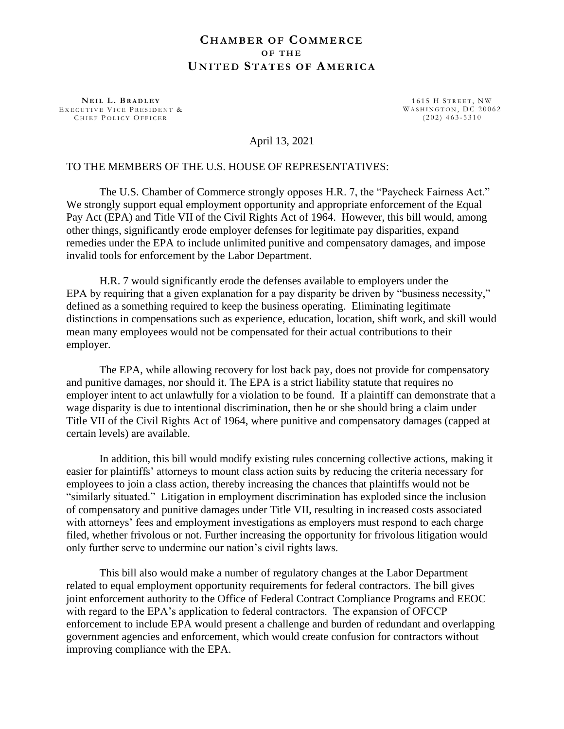# CHAMBER OF COMMERCE OF THE UNITED STATES OF AMERICA

**NEIL L. BRADLEY**
EXECUTIVE VICE PRESIDENT &
CHIEF POLICY OFFICER

1615 H STREET, NW
WASHINGTON, DC 20062
(202) 463-5310

April 13, 2021

TO THE MEMBERS OF THE U.S. HOUSE OF REPRESENTATIVES:

The U.S. Chamber of Commerce strongly opposes H.R. 7, the "Paycheck Fairness Act." We strongly support equal employment opportunity and appropriate enforcement of the Equal Pay Act (EPA) and Title VII of the Civil Rights Act of 1964. However, this bill would, among other things, significantly erode employer defenses for legitimate pay disparities, expand remedies under the EPA to include unlimited punitive and compensatory damages, and impose invalid tools for enforcement by the Labor Department.

H.R. 7 would significantly erode the defenses available to employers under the EPA by requiring that a given explanation for a pay disparity be driven by "business necessity," defined as a something required to keep the business operating. Eliminating legitimate distinctions in compensations such as experience, education, location, shift work, and skill would mean many employees would not be compensated for their actual contributions to their employer.

The EPA, while allowing recovery for lost back pay, does not provide for compensatory and punitive damages, nor should it. The EPA is a strict liability statute that requires no employer intent to act unlawfully for a violation to be found. If a plaintiff can demonstrate that a wage disparity is due to intentional discrimination, then he or she should bring a claim under Title VII of the Civil Rights Act of 1964, where punitive and compensatory damages (capped at certain levels) are available.

In addition, this bill would modify existing rules concerning collective actions, making it easier for plaintiffs' attorneys to mount class action suits by reducing the criteria necessary for employees to join a class action, thereby increasing the chances that plaintiffs would not be "similarly situated." Litigation in employment discrimination has exploded since the inclusion of compensatory and punitive damages under Title VII, resulting in increased costs associated with attorneys' fees and employment investigations as employers must respond to each charge filed, whether frivolous or not. Further increasing the opportunity for frivolous litigation would only further serve to undermine our nation's civil rights laws.

This bill also would make a number of regulatory changes at the Labor Department related to equal employment opportunity requirements for federal contractors. The bill gives joint enforcement authority to the Office of Federal Contract Compliance Programs and EEOC with regard to the EPA's application to federal contractors. The expansion of OFCCP enforcement to include EPA would present a challenge and burden of redundant and overlapping government agencies and enforcement, which would create confusion for contractors without improving compliance with the EPA.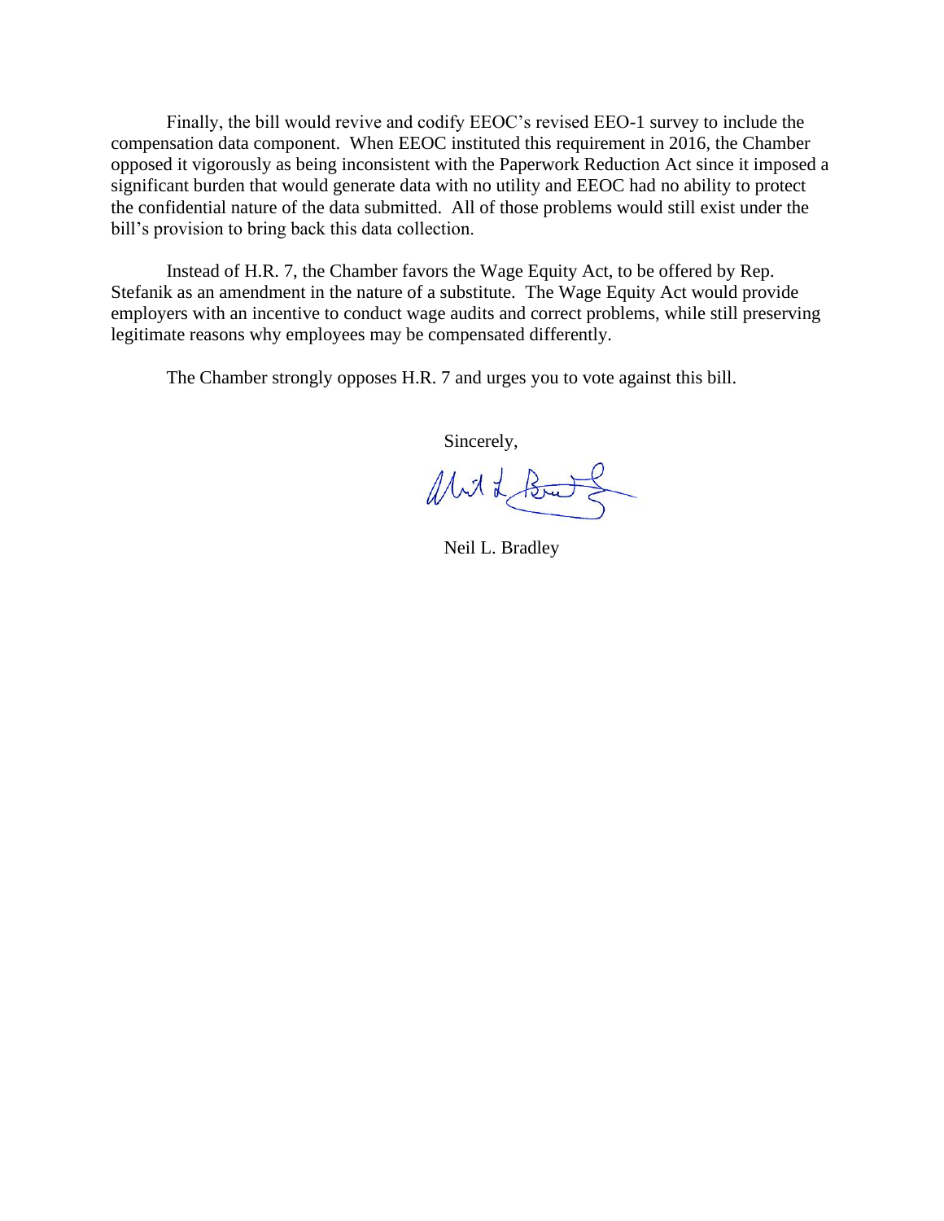Finally, the bill would revive and codify EEOC's revised EEO-1 survey to include the compensation data component. When EEOC instituted this requirement in 2016, the Chamber opposed it vigorously as being inconsistent with the Paperwork Reduction Act since it imposed a significant burden that would generate data with no utility and EEOC had no ability to protect the confidential nature of the data submitted. All of those problems would still exist under the bill's provision to bring back this data collection.

Instead of H.R. 7, the Chamber favors the Wage Equity Act, to be offered by Rep. Stefanik as an amendment in the nature of a substitute. The Wage Equity Act would provide employers with an incentive to conduct wage audits and correct problems, while still preserving legitimate reasons why employees may be compensated differently.

The Chamber strongly opposes H.R. 7 and urges you to vote against this bill.

Sincerely,

Neil L. Bradley